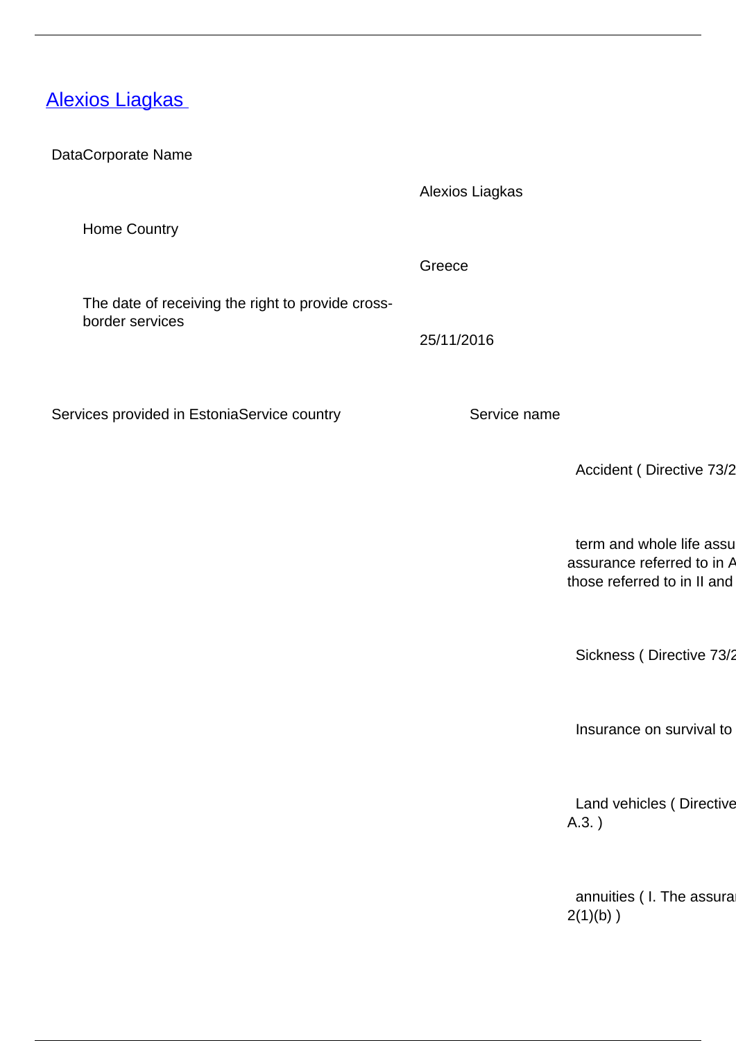# [Alexios Liagkas](#)

DataCorporate Name

| | |
|---|---|
| | Alexios Liagkas |
| Home Country | |
| | Greece |
| The date of receiving the right to provide cross-border services | |
| | 25/11/2016 |

Services provided in EstoniaService country | Service name

| Service country | Service name |
|---|---|
| | Accident ( Directive 73/2 |
| | term and whole life assu assurance referred to in A those referred to in II and |
| | Sickness ( Directive 73/2 |
| | Insurance on survival to |
| | Land vehicles ( Directive A.3. ) |
| | annuities ( I. The assura 2(1)(b) ) |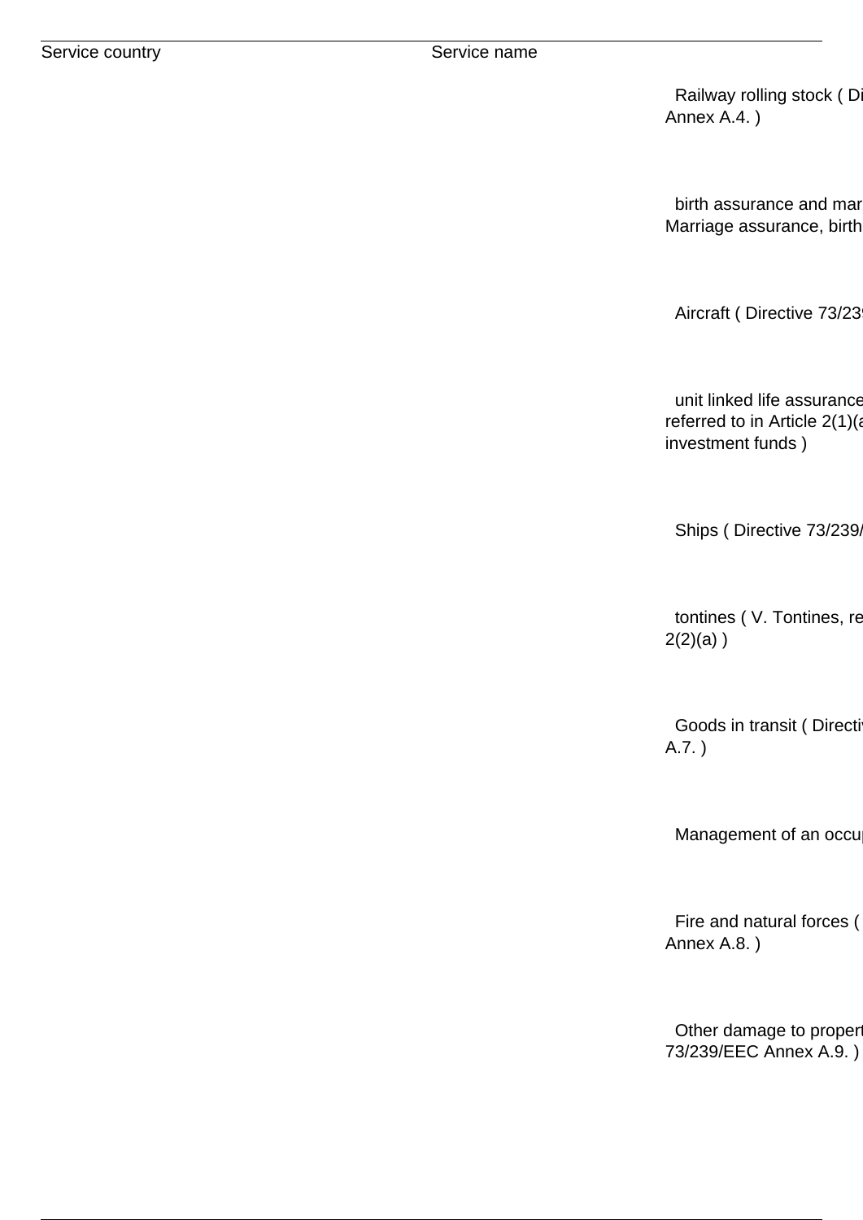| Service country | Service name |  |
| --- | --- | --- |
|  |  | Railway rolling stock ( Di Annex A.4. ) |
|  |  | birth assurance and mar Marriage assurance, birth |
|  |  | Aircraft ( Directive 73/239 |
|  |  | unit linked life assurance referred to in Article 2(1)(a investment funds ) |
|  |  | Ships ( Directive 73/239/ |
|  |  | tontines ( V. Tontines, re 2(2)(a) ) |
|  |  | Goods in transit ( Directiv A.7. ) |
|  |  | Management of an occu |
|  |  | Fire and natural forces ( Annex A.8. ) |
|  |  | Other damage to propert 73/239/EEC Annex A.9. ) |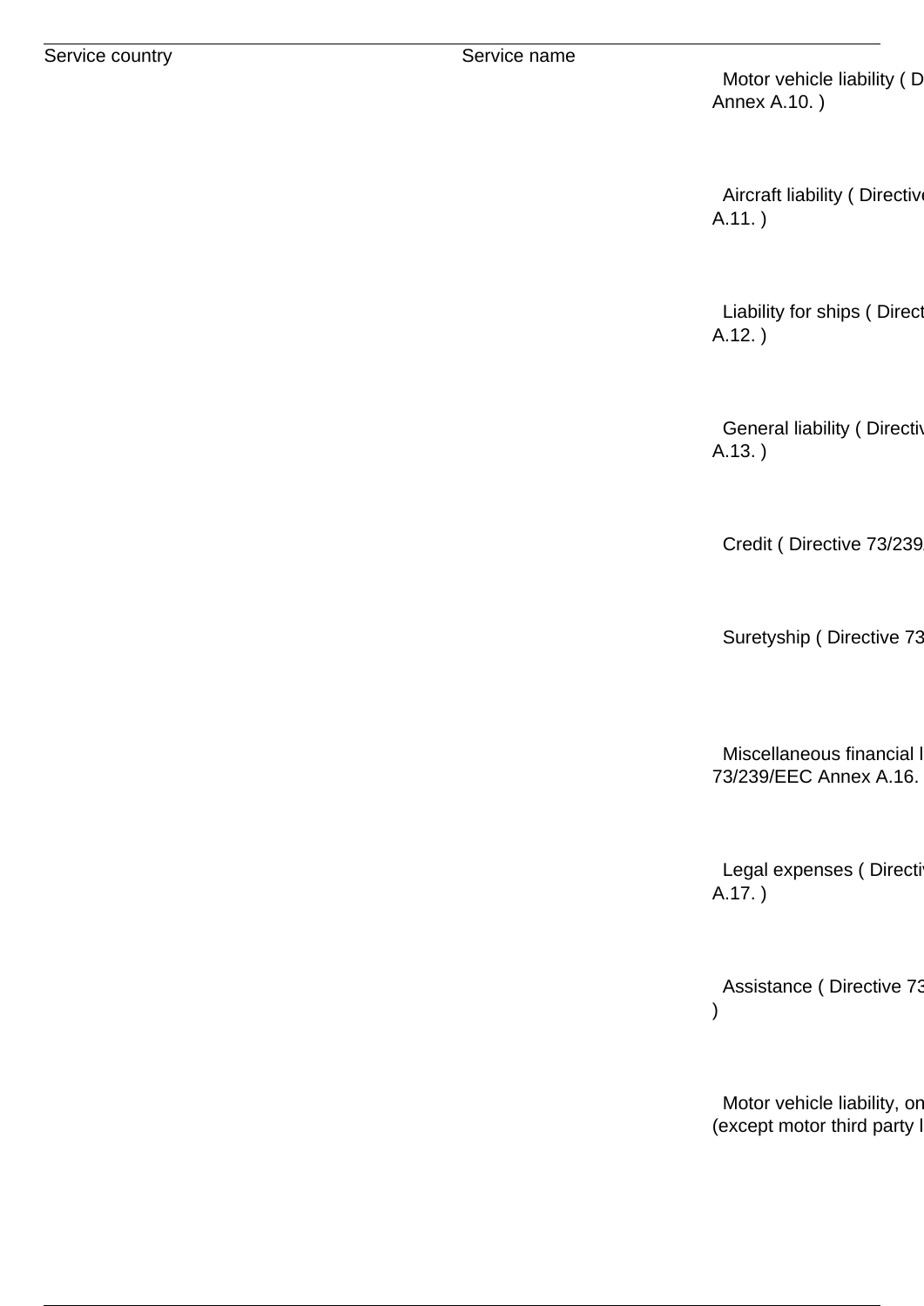| Service country | Service name | |
|---|---|---|
| | | Motor vehicle liability ( D Annex A.10. ) |
| | | Aircraft liability ( Directive A.11. ) |
| | | Liability for ships ( Direct A.12. ) |
| | | General liability ( Directiv A.13. ) |
| | | Credit ( Directive 73/239 |
| | | Suretyship ( Directive 73 |
| | | Miscellaneous financial l 73/239/EEC Annex A.16. |
| | | Legal expenses ( Directiv A.17. ) |
| | | Assistance ( Directive 73 ) |
| | | Motor vehicle liability, on (except motor third party l |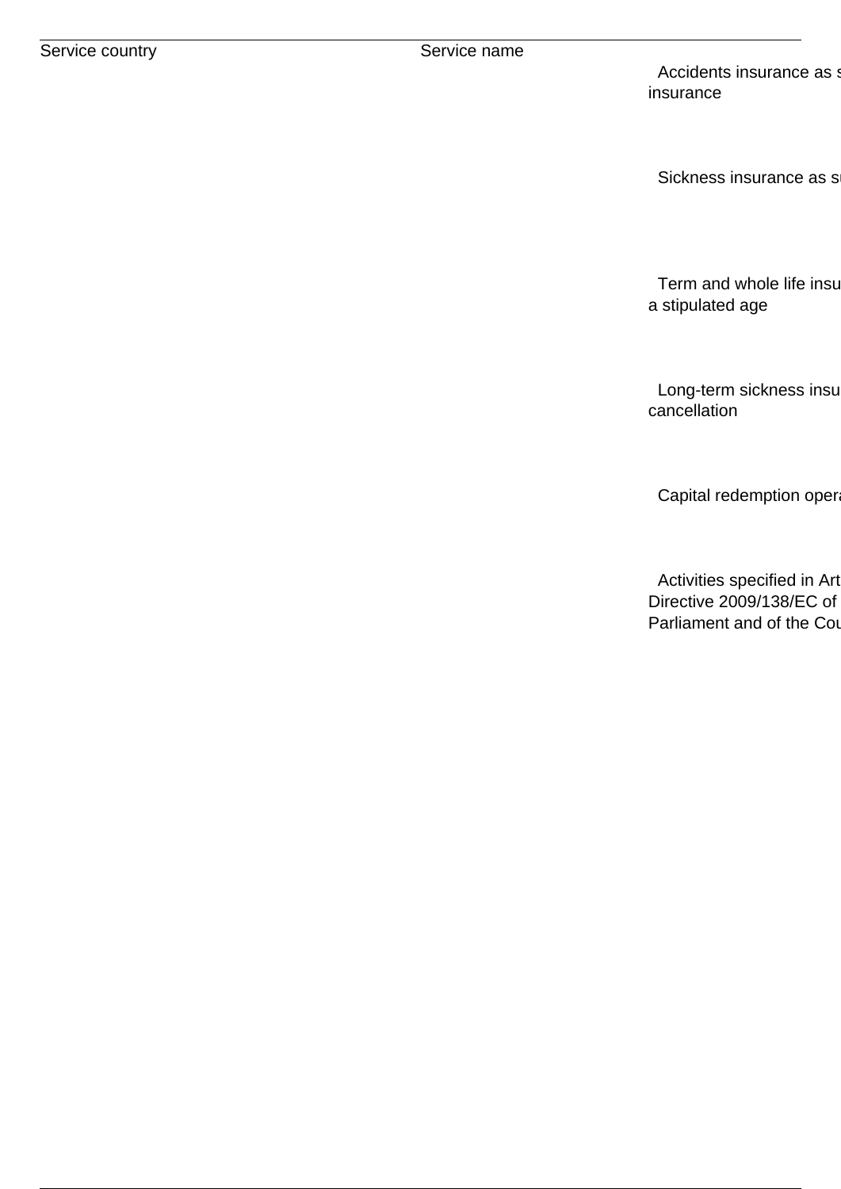| Service country | Service name | |
|---|---|---|
| | | Accidents insurance as s insurance |
| | | Sickness insurance as su |
| | | Term and whole life insu a stipulated age |
| | | Long-term sickness insu cancellation |
| | | Capital redemption opera |
| | | Activities specified in Art Directive 2009/138/EC of Parliament and of the Cou |